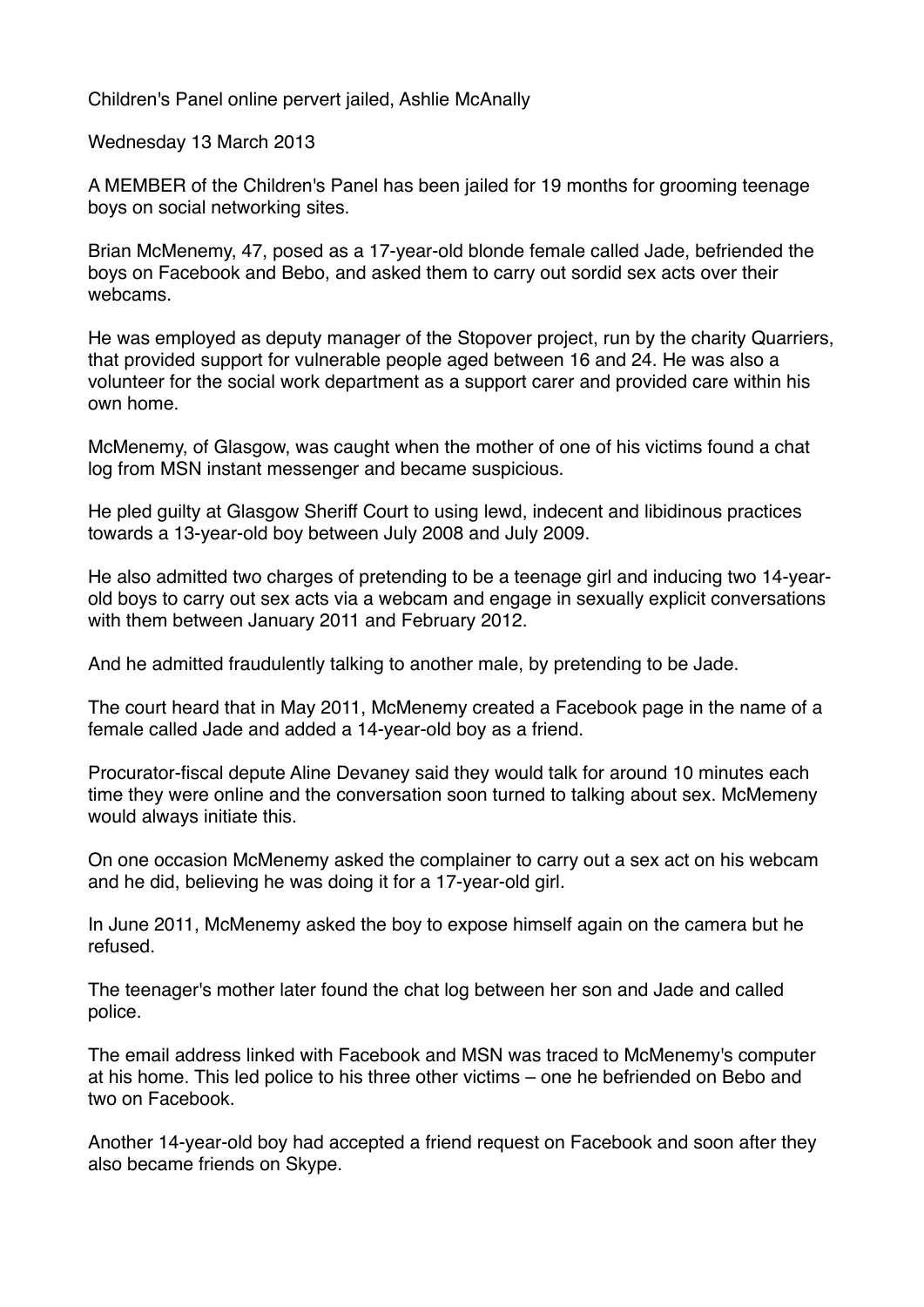Children's Panel online pervert jailed, Ashlie McAnally

Wednesday 13 March 2013

A MEMBER of the Children's Panel has been jailed for 19 months for grooming teenage boys on social networking sites.

Brian McMenemy, 47, posed as a 17-year-old blonde female called Jade, befriended the boys on Facebook and Bebo, and asked them to carry out sordid sex acts over their webcams.

He was employed as deputy manager of the Stopover project, run by the charity Quarriers, that provided support for vulnerable people aged between 16 and 24. He was also a volunteer for the social work department as a support carer and provided care within his own home.

McMenemy, of Glasgow, was caught when the mother of one of his victims found a chat log from MSN instant messenger and became suspicious.

He pled guilty at Glasgow Sheriff Court to using lewd, indecent and libidinous practices towards a 13-year-old boy between July 2008 and July 2009.

He also admitted two charges of pretending to be a teenage girl and inducing two 14-year-old boys to carry out sex acts via a webcam and engage in sexually explicit conversations with them between January 2011 and February 2012.

And he admitted fraudulently talking to another male, by pretending to be Jade.

The court heard that in May 2011, McMenemy created a Facebook page in the name of a female called Jade and added a 14-year-old boy as a friend.

Procurator-fiscal depute Aline Devaney said they would talk for around 10 minutes each time they were online and the conversation soon turned to talking about sex. McMemeny would always initiate this.

On one occasion McMenemy asked the complainer to carry out a sex act on his webcam and he did, believing he was doing it for a 17-year-old girl.

In June 2011, McMenemy asked the boy to expose himself again on the camera but he refused.

The teenager's mother later found the chat log between her son and Jade and called police.

The email address linked with Facebook and MSN was traced to McMenemy's computer at his home. This led police to his three other victims – one he befriended on Bebo and two on Facebook.

Another 14-year-old boy had accepted a friend request on Facebook and soon after they also became friends on Skype.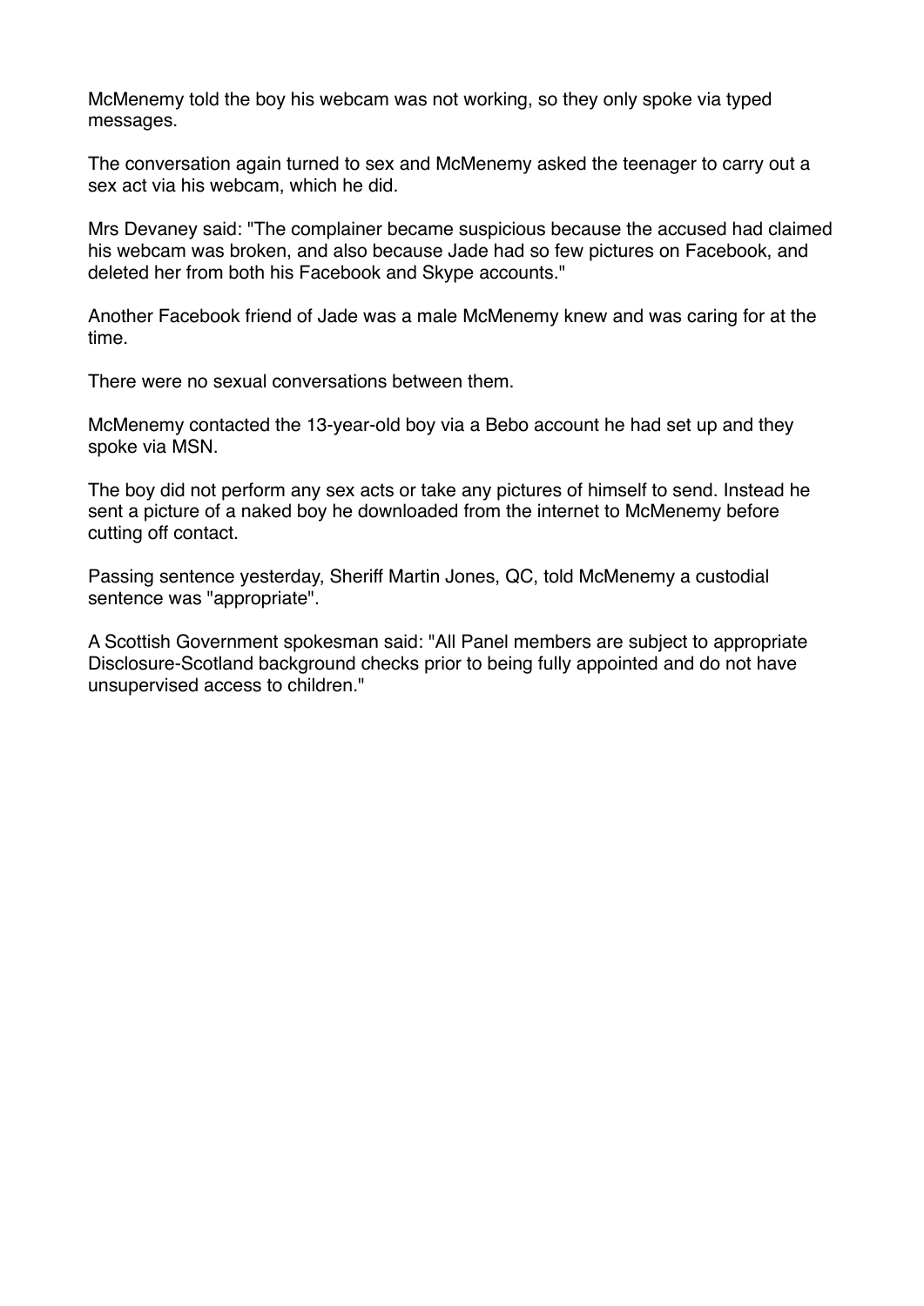McMenemy told the boy his webcam was not working, so they only spoke via typed messages.

The conversation again turned to sex and McMenemy asked the teenager to carry out a sex act via his webcam, which he did.

Mrs Devaney said: "The complainer became suspicious because the accused had claimed his webcam was broken, and also because Jade had so few pictures on Facebook, and deleted her from both his Facebook and Skype accounts."

Another Facebook friend of Jade was a male McMenemy knew and was caring for at the time.

There were no sexual conversations between them.

McMenemy contacted the 13-year-old boy via a Bebo account he had set up and they spoke via MSN.

The boy did not perform any sex acts or take any pictures of himself to send. Instead he sent a picture of a naked boy he downloaded from the internet to McMenemy before cutting off contact.

Passing sentence yesterday, Sheriff Martin Jones, QC, told McMenemy a custodial sentence was "appropriate".

A Scottish Government spokesman said: "All Panel members are subject to appropriate Disclosure-Scotland background checks prior to being fully appointed and do not have unsupervised access to children."